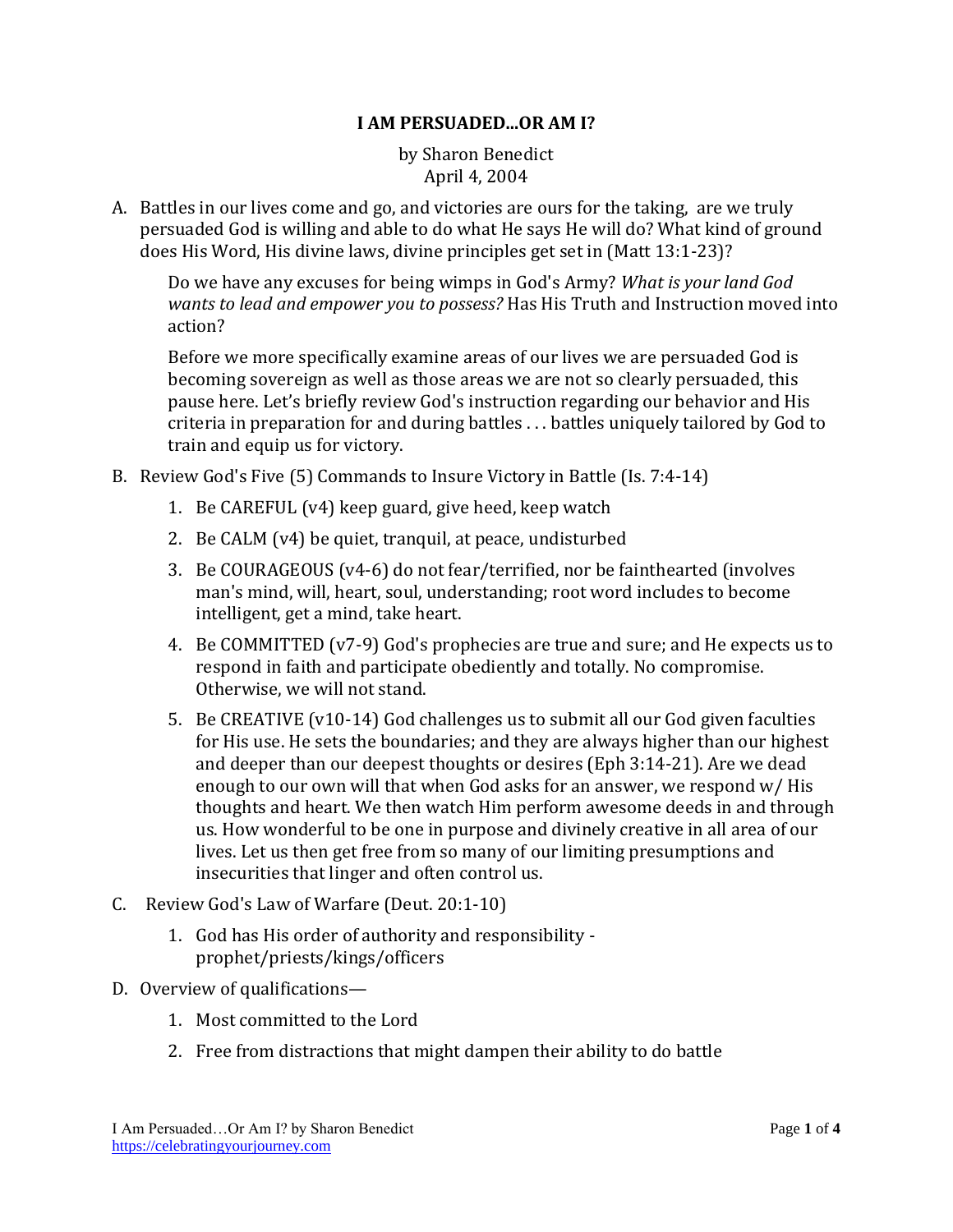# I AM PERSUADED...OR AM I?

by Sharon Benedict
April 4, 2004

A. Battles in our lives come and go, and victories are ours for the taking, are we truly persuaded God is willing and able to do what He says He will do? What kind of ground does His Word, His divine laws, divine principles get set in (Matt 13:1-23)?

   Do we have any excuses for being wimps in God's Army? *What is your land God wants to lead and empower you to possess?* Has His Truth and Instruction moved into action?

   Before we more specifically examine areas of our lives we are persuaded God is becoming sovereign as well as those areas we are not so clearly persuaded, this pause here. Let's briefly review God's instruction regarding our behavior and His criteria in preparation for and during battles . . . battles uniquely tailored by God to train and equip us for victory.

B. Review God's Five (5) Commands to Insure Victory in Battle (Is. 7:4-14)

   1. Be CAREFUL (v4) keep guard, give heed, keep watch
   2. Be CALM (v4) be quiet, tranquil, at peace, undisturbed
   3. Be COURAGEOUS (v4-6) do not fear/terrified, nor be fainthearted (involves man's mind, will, heart, soul, understanding; root word includes to become intelligent, get a mind, take heart.
   4. Be COMMITTED (v7-9) God's prophecies are true and sure; and He expects us to respond in faith and participate obediently and totally. No compromise. Otherwise, we will not stand.
   5. Be CREATIVE (v10-14) God challenges us to submit all our God given faculties for His use. He sets the boundaries; and they are always higher than our highest and deeper than our deepest thoughts or desires (Eph 3:14-21). Are we dead enough to our own will that when God asks for an answer, we respond w/ His thoughts and heart. We then watch Him perform awesome deeds in and through us. How wonderful to be one in purpose and divinely creative in all area of our lives. Let us then get free from so many of our limiting presumptions and insecurities that linger and often control us.

C. Review God's Law of Warfare (Deut. 20:1-10)

   1. God has His order of authority and responsibility - prophet/priests/kings/officers

D. Overview of qualifications—

   1. Most committed to the Lord
   2. Free from distractions that might dampen their ability to do battle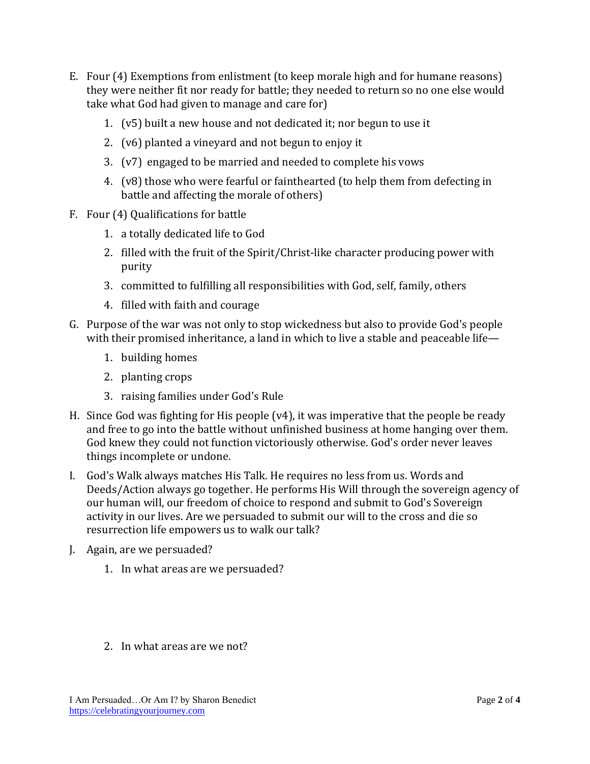E. Four (4) Exemptions from enlistment (to keep morale high and for humane reasons) they were neither fit nor ready for battle; they needed to return so no one else would take what God had given to manage and care for)

   1. (v5) built a new house and not dedicated it; nor begun to use it
   2. (v6) planted a vineyard and not begun to enjoy it
   3. (v7) engaged to be married and needed to complete his vows
   4. (v8) those who were fearful or fainthearted (to help them from defecting in battle and affecting the morale of others)

F. Four (4) Qualifications for battle

   1. a totally dedicated life to God
   2. filled with the fruit of the Spirit/Christ-like character producing power with purity
   3. committed to fulfilling all responsibilities with God, self, family, others
   4. filled with faith and courage

G. Purpose of the war was not only to stop wickedness but also to provide God's people with their promised inheritance, a land in which to live a stable and peaceable life—

   1. building homes
   2. planting crops
   3. raising families under God's Rule

H. Since God was fighting for His people (v4), it was imperative that the people be ready and free to go into the battle without unfinished business at home hanging over them. God knew they could not function victoriously otherwise. God's order never leaves things incomplete or undone.

I. God's Walk always matches His Talk. He requires no less from us. Words and Deeds/Action always go together. He performs His Will through the sovereign agency of our human will, our freedom of choice to respond and submit to God's Sovereign activity in our lives. Are we persuaded to submit our will to the cross and die so resurrection life empowers us to walk our talk?

J. Again, are we persuaded?

   1. In what areas are we persuaded?

   2. In what areas are we not?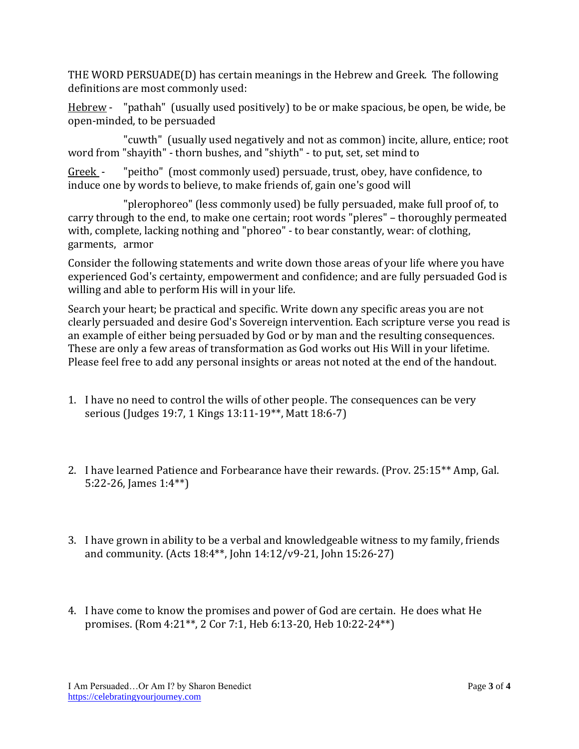THE WORD PERSUADE(D) has certain meanings in the Hebrew and Greek. The following definitions are most commonly used:

Hebrew - "pathah" (usually used positively) to be or make spacious, be open, be wide, be open-minded, to be persuaded

"cuwth" (usually used negatively and not as common) incite, allure, entice; root word from "shayith" - thorn bushes, and "shiyth" - to put, set, set mind to

Greek - "peitho" (most commonly used) persuade, trust, obey, have confidence, to induce one by words to believe, to make friends of, gain one's good will

"plerophoreo" (less commonly used) be fully persuaded, make full proof of, to carry through to the end, to make one certain; root words "pleres" – thoroughly permeated with, complete, lacking nothing and "phoreo" - to bear constantly, wear: of clothing, garments, armor

Consider the following statements and write down those areas of your life where you have experienced God's certainty, empowerment and confidence; and are fully persuaded God is willing and able to perform His will in your life.

Search your heart; be practical and specific. Write down any specific areas you are not clearly persuaded and desire God's Sovereign intervention. Each scripture verse you read is an example of either being persuaded by God or by man and the resulting consequences. These are only a few areas of transformation as God works out His Will in your lifetime. Please feel free to add any personal insights or areas not noted at the end of the handout.

1. I have no need to control the wills of other people. The consequences can be very serious (Judges 19:7, 1 Kings 13:11-19**, Matt 18:6-7)

2. I have learned Patience and Forbearance have their rewards. (Prov. 25:15** Amp, Gal. 5:22-26, James 1:4**)

3. I have grown in ability to be a verbal and knowledgeable witness to my family, friends and community. (Acts 18:4**, John 14:12/v9-21, John 15:26-27)

4. I have come to know the promises and power of God are certain. He does what He promises. (Rom 4:21**, 2 Cor 7:1, Heb 6:13-20, Heb 10:22-24**)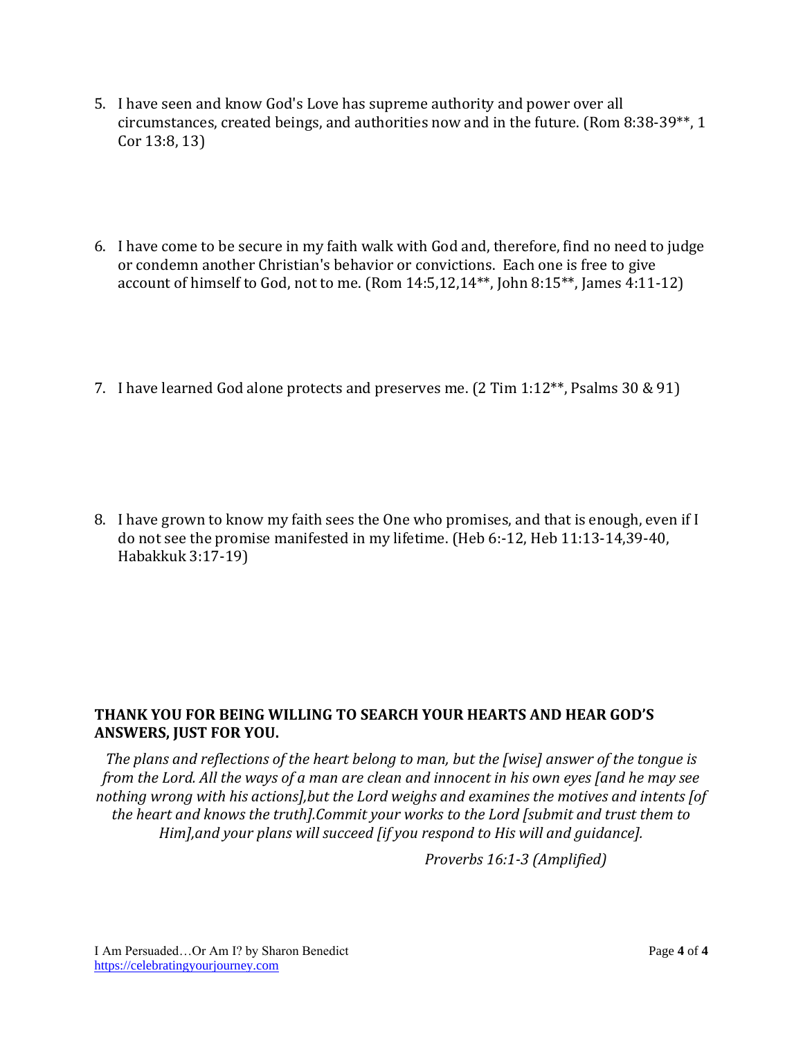5. I have seen and know God's Love has supreme authority and power over all circumstances, created beings, and authorities now and in the future. (Rom 8:38-39**, 1 Cor 13:8, 13)

6. I have come to be secure in my faith walk with God and, therefore, find no need to judge or condemn another Christian's behavior or convictions. Each one is free to give account of himself to God, not to me. (Rom 14:5,12,14**, John 8:15**, James 4:11-12)

7. I have learned God alone protects and preserves me. (2 Tim 1:12**, Psalms 30 & 91)

8. I have grown to know my faith sees the One who promises, and that is enough, even if I do not see the promise manifested in my lifetime. (Heb 6:-12, Heb 11:13-14,39-40, Habakkuk 3:17-19)

**THANK YOU FOR BEING WILLING TO SEARCH YOUR HEARTS AND HEAR GOD'S ANSWERS, JUST FOR YOU.**

*The plans and reflections of the heart belong to man, but the [wise] answer of the tongue is from the Lord. All the ways of a man are clean and innocent in his own eyes [and he may see nothing wrong with his actions],but the Lord weighs and examines the motives and intents [of the heart and knows the truth].Commit your works to the Lord [submit and trust them to Him],and your plans will succeed [if you respond to His will and guidance].*

*Proverbs 16:1-3 (Amplified)*